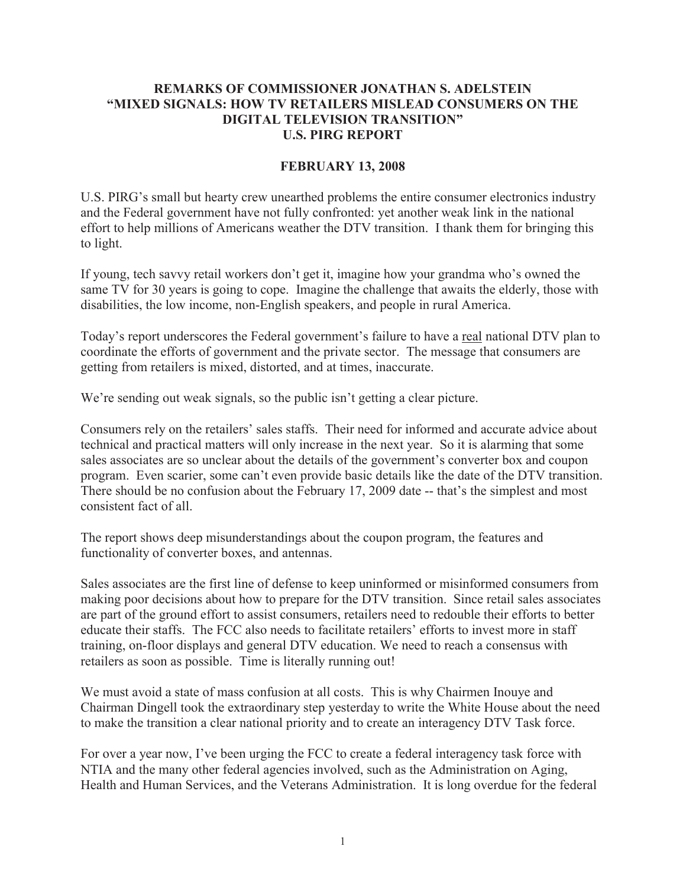# REMARKS OF COMMISSIONER JONATHAN S. ADELSTEIN "MIXED SIGNALS: HOW TV RETAILERS MISLEAD CONSUMERS ON THE DIGITAL TELEVISION TRANSITION" U.S. PIRG REPORT

**FEBRUARY 13, 2008**

U.S. PIRG's small but hearty crew unearthed problems the entire consumer electronics industry and the Federal government have not fully confronted: yet another weak link in the national effort to help millions of Americans weather the DTV transition. I thank them for bringing this to light.

If young, tech savvy retail workers don't get it, imagine how your grandma who's owned the same TV for 30 years is going to cope. Imagine the challenge that awaits the elderly, those with disabilities, the low income, non-English speakers, and people in rural America.

Today's report underscores the Federal government's failure to have a <u>real</u> national DTV plan to coordinate the efforts of government and the private sector. The message that consumers are getting from retailers is mixed, distorted, and at times, inaccurate.

We're sending out weak signals, so the public isn't getting a clear picture.

Consumers rely on the retailers' sales staffs. Their need for informed and accurate advice about technical and practical matters will only increase in the next year. So it is alarming that some sales associates are so unclear about the details of the government's converter box and coupon program. Even scarier, some can't even provide basic details like the date of the DTV transition. There should be no confusion about the February 17, 2009 date -- that's the simplest and most consistent fact of all.

The report shows deep misunderstandings about the coupon program, the features and functionality of converter boxes, and antennas.

Sales associates are the first line of defense to keep uninformed or misinformed consumers from making poor decisions about how to prepare for the DTV transition. Since retail sales associates are part of the ground effort to assist consumers, retailers need to redouble their efforts to better educate their staffs. The FCC also needs to facilitate retailers' efforts to invest more in staff training, on-floor displays and general DTV education. We need to reach a consensus with retailers as soon as possible. Time is literally running out!

We must avoid a state of mass confusion at all costs. This is why Chairmen Inouye and Chairman Dingell took the extraordinary step yesterday to write the White House about the need to make the transition a clear national priority and to create an interagency DTV Task force.

For over a year now, I've been urging the FCC to create a federal interagency task force with NTIA and the many other federal agencies involved, such as the Administration on Aging, Health and Human Services, and the Veterans Administration. It is long overdue for the federal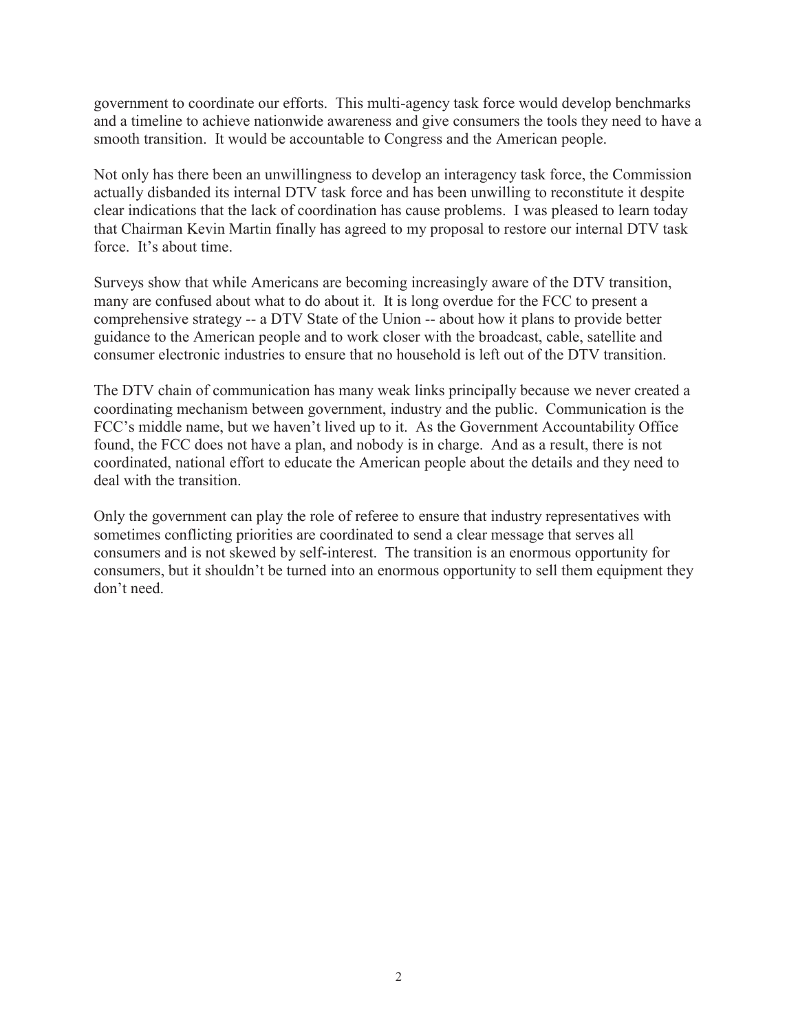government to coordinate our efforts. This multi-agency task force would develop benchmarks and a timeline to achieve nationwide awareness and give consumers the tools they need to have a smooth transition. It would be accountable to Congress and the American people.

Not only has there been an unwillingness to develop an interagency task force, the Commission actually disbanded its internal DTV task force and has been unwilling to reconstitute it despite clear indications that the lack of coordination has cause problems. I was pleased to learn today that Chairman Kevin Martin finally has agreed to my proposal to restore our internal DTV task force. It's about time.

Surveys show that while Americans are becoming increasingly aware of the DTV transition, many are confused about what to do about it. It is long overdue for the FCC to present a comprehensive strategy -- a DTV State of the Union -- about how it plans to provide better guidance to the American people and to work closer with the broadcast, cable, satellite and consumer electronic industries to ensure that no household is left out of the DTV transition.

The DTV chain of communication has many weak links principally because we never created a coordinating mechanism between government, industry and the public. Communication is the FCC's middle name, but we haven't lived up to it. As the Government Accountability Office found, the FCC does not have a plan, and nobody is in charge. And as a result, there is not coordinated, national effort to educate the American people about the details and they need to deal with the transition.

Only the government can play the role of referee to ensure that industry representatives with sometimes conflicting priorities are coordinated to send a clear message that serves all consumers and is not skewed by self-interest. The transition is an enormous opportunity for consumers, but it shouldn't be turned into an enormous opportunity to sell them equipment they don't need.